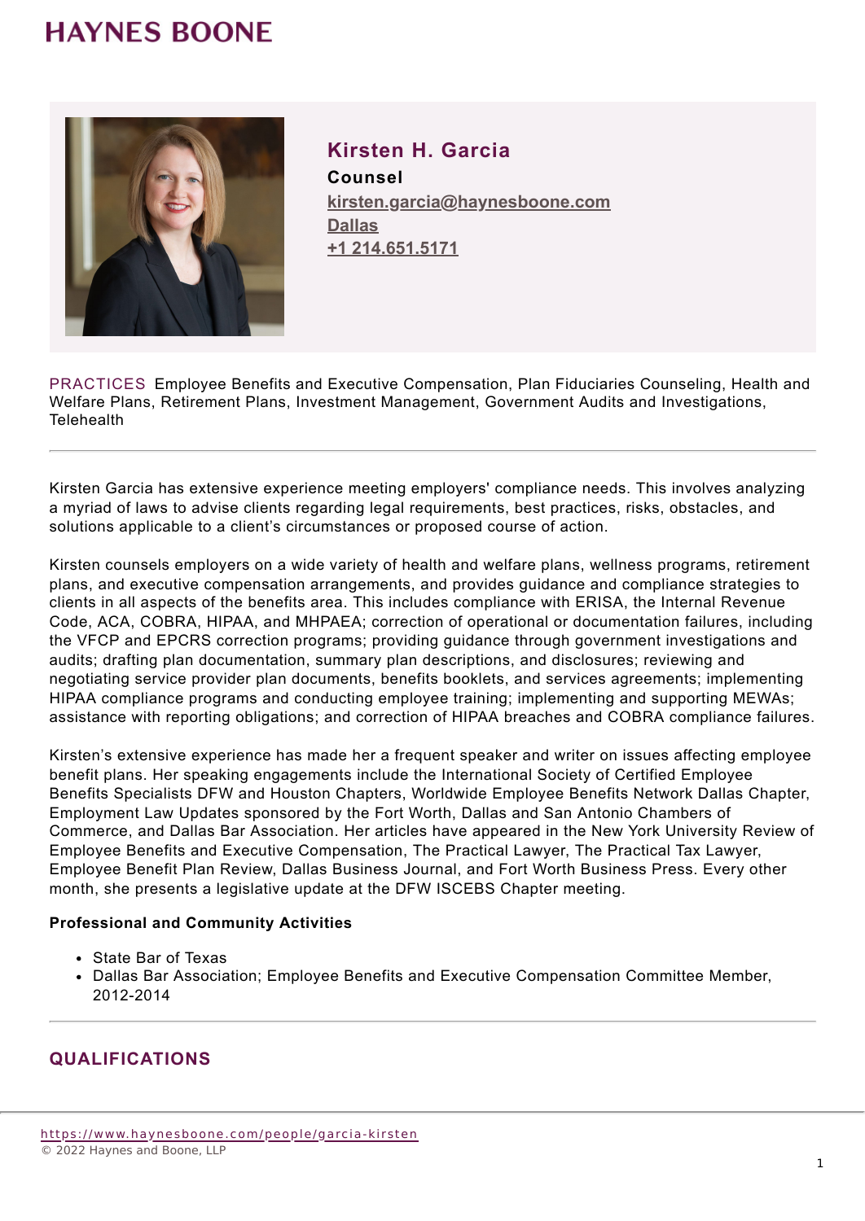# HAYNES BOONE

## Kirsten H. Garcia

**Counsel**

kirsten.garcia@haynesboone.com

Dallas

+1 214.651.5171

PRACTICES Employee Benefits and Executive Compensation, Plan Fiduciaries Counseling, Health and Welfare Plans, Retirement Plans, Investment Management, Government Audits and Investigations, Telehealth

---

Kirsten Garcia has extensive experience meeting employers' compliance needs. This involves analyzing a myriad of laws to advise clients regarding legal requirements, best practices, risks, obstacles, and solutions applicable to a client's circumstances or proposed course of action.

Kirsten counsels employers on a wide variety of health and welfare plans, wellness programs, retirement plans, and executive compensation arrangements, and provides guidance and compliance strategies to clients in all aspects of the benefits area. This includes compliance with ERISA, the Internal Revenue Code, ACA, COBRA, HIPAA, and MHPAEA; correction of operational or documentation failures, including the VFCP and EPCRS correction programs; providing guidance through government investigations and audits; drafting plan documentation, summary plan descriptions, and disclosures; reviewing and negotiating service provider plan documents, benefits booklets, and services agreements; implementing HIPAA compliance programs and conducting employee training; implementing and supporting MEWAs; assistance with reporting obligations; and correction of HIPAA breaches and COBRA compliance failures.

Kirsten's extensive experience has made her a frequent speaker and writer on issues affecting employee benefit plans. Her speaking engagements include the International Society of Certified Employee Benefits Specialists DFW and Houston Chapters, Worldwide Employee Benefits Network Dallas Chapter, Employment Law Updates sponsored by the Fort Worth, Dallas and San Antonio Chambers of Commerce, and Dallas Bar Association. Her articles have appeared in the New York University Review of Employee Benefits and Executive Compensation, The Practical Lawyer, The Practical Tax Lawyer, Employee Benefit Plan Review, Dallas Business Journal, and Fort Worth Business Press. Every other month, she presents a legislative update at the DFW ISCEBS Chapter meeting.

**Professional and Community Activities**

- State Bar of Texas
- Dallas Bar Association; Employee Benefits and Executive Compensation Committee Member, 2012-2014

---

## QUALIFICATIONS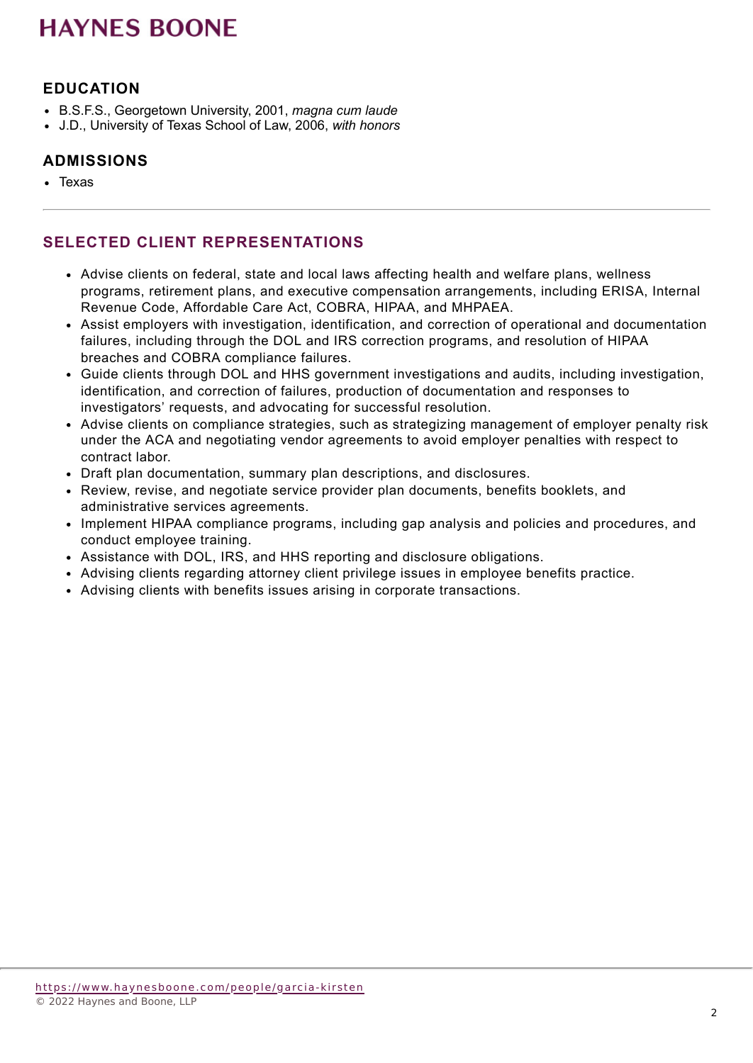## EDUCATION

- B.S.F.S., Georgetown University, 2001, *magna cum laude*
- J.D., University of Texas School of Law, 2006, *with honors*

## ADMISSIONS

- Texas

---

## SELECTED CLIENT REPRESENTATIONS

- Advise clients on federal, state and local laws affecting health and welfare plans, wellness programs, retirement plans, and executive compensation arrangements, including ERISA, Internal Revenue Code, Affordable Care Act, COBRA, HIPAA, and MHPAEA.
- Assist employers with investigation, identification, and correction of operational and documentation failures, including through the DOL and IRS correction programs, and resolution of HIPAA breaches and COBRA compliance failures.
- Guide clients through DOL and HHS government investigations and audits, including investigation, identification, and correction of failures, production of documentation and responses to investigators' requests, and advocating for successful resolution.
- Advise clients on compliance strategies, such as strategizing management of employer penalty risk under the ACA and negotiating vendor agreements to avoid employer penalties with respect to contract labor.
- Draft plan documentation, summary plan descriptions, and disclosures.
- Review, revise, and negotiate service provider plan documents, benefits booklets, and administrative services agreements.
- Implement HIPAA compliance programs, including gap analysis and policies and procedures, and conduct employee training.
- Assistance with DOL, IRS, and HHS reporting and disclosure obligations.
- Advising clients regarding attorney client privilege issues in employee benefits practice.
- Advising clients with benefits issues arising in corporate transactions.